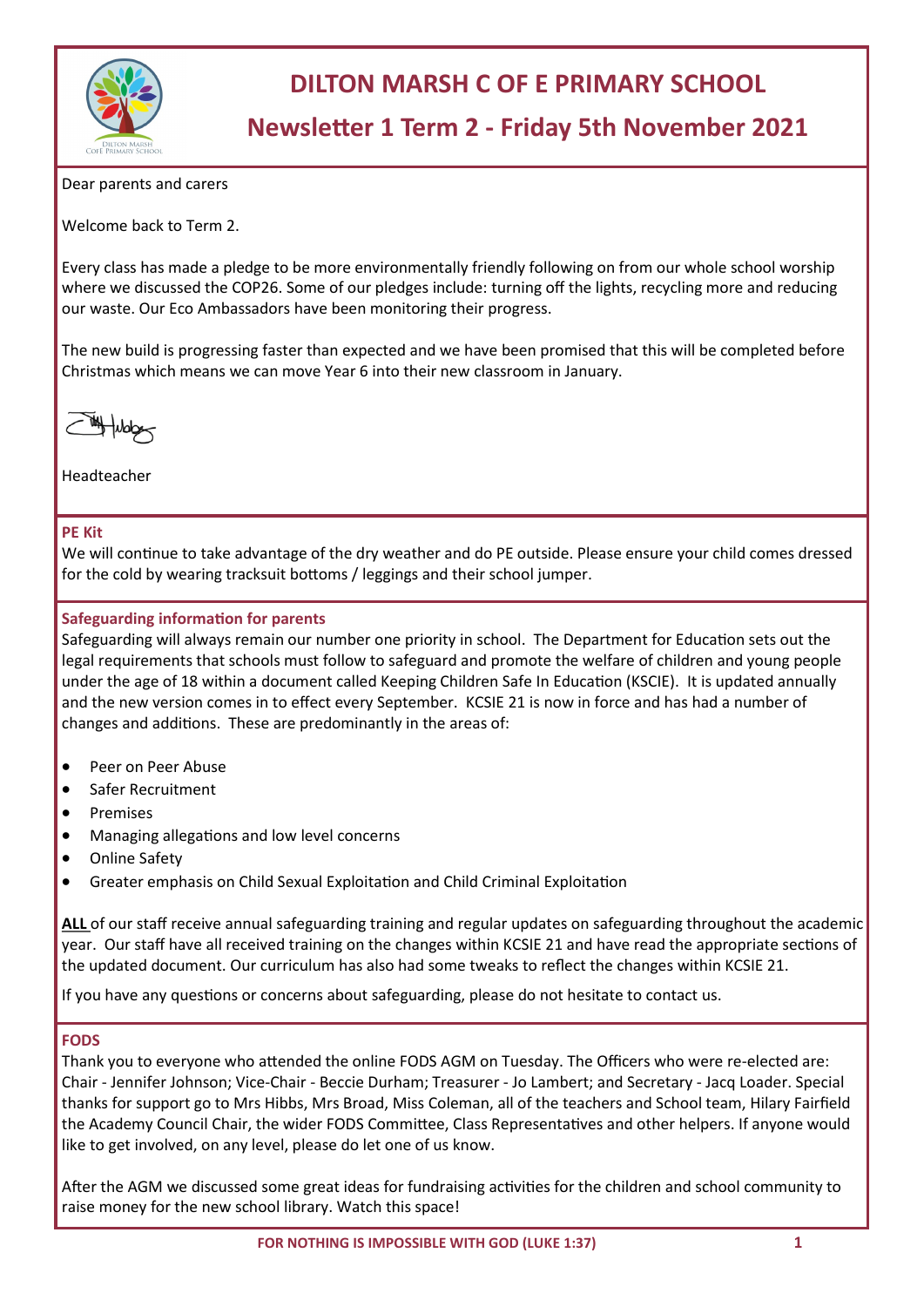# DILTON MARSH C OF E PRIMARY SCHOOL

## Newsletter 1 Term 2 - Friday 5th November 2021

Dear parents and carers

Welcome back to Term 2.

Every class has made a pledge to be more environmentally friendly following on from our whole school worship where we discussed the COP26. Some of our pledges include: turning off the lights, recycling more and reducing our waste. Our Eco Ambassadors have been monitoring their progress.

The new build is progressing faster than expected and we have been promised that this will be completed before Christmas which means we can move Year 6 into their new classroom in January.

Headteacher

### PE Kit

We will continue to take advantage of the dry weather and do PE outside. Please ensure your child comes dressed for the cold by wearing tracksuit bottoms / leggings and their school jumper.

### Safeguarding information for parents

Safeguarding will always remain our number one priority in school. The Department for Education sets out the legal requirements that schools must follow to safeguard and promote the welfare of children and young people under the age of 18 within a document called Keeping Children Safe In Education (KSCIE). It is updated annually and the new version comes in to effect every September. KCSIE 21 is now in force and has had a number of changes and additions. These are predominantly in the areas of:

- Peer on Peer Abuse
- Safer Recruitment
- Premises
- Managing allegations and low level concerns
- Online Safety
- Greater emphasis on Child Sexual Exploitation and Child Criminal Exploitation

**ALL** of our staff receive annual safeguarding training and regular updates on safeguarding throughout the academic year. Our staff have all received training on the changes within KCSIE 21 and have read the appropriate sections of the updated document. Our curriculum has also had some tweaks to reflect the changes within KCSIE 21.

If you have any questions or concerns about safeguarding, please do not hesitate to contact us.

### FODS

Thank you to everyone who attended the online FODS AGM on Tuesday. The Officers who were re-elected are: Chair - Jennifer Johnson; Vice-Chair - Beccie Durham; Treasurer - Jo Lambert; and Secretary - Jacq Loader. Special thanks for support go to Mrs Hibbs, Mrs Broad, Miss Coleman, all of the teachers and School team, Hilary Fairfield the Academy Council Chair, the wider FODS Committee, Class Representatives and other helpers. If anyone would like to get involved, on any level, please do let one of us know.

After the AGM we discussed some great ideas for fundraising activities for the children and school community to raise money for the new school library. Watch this space!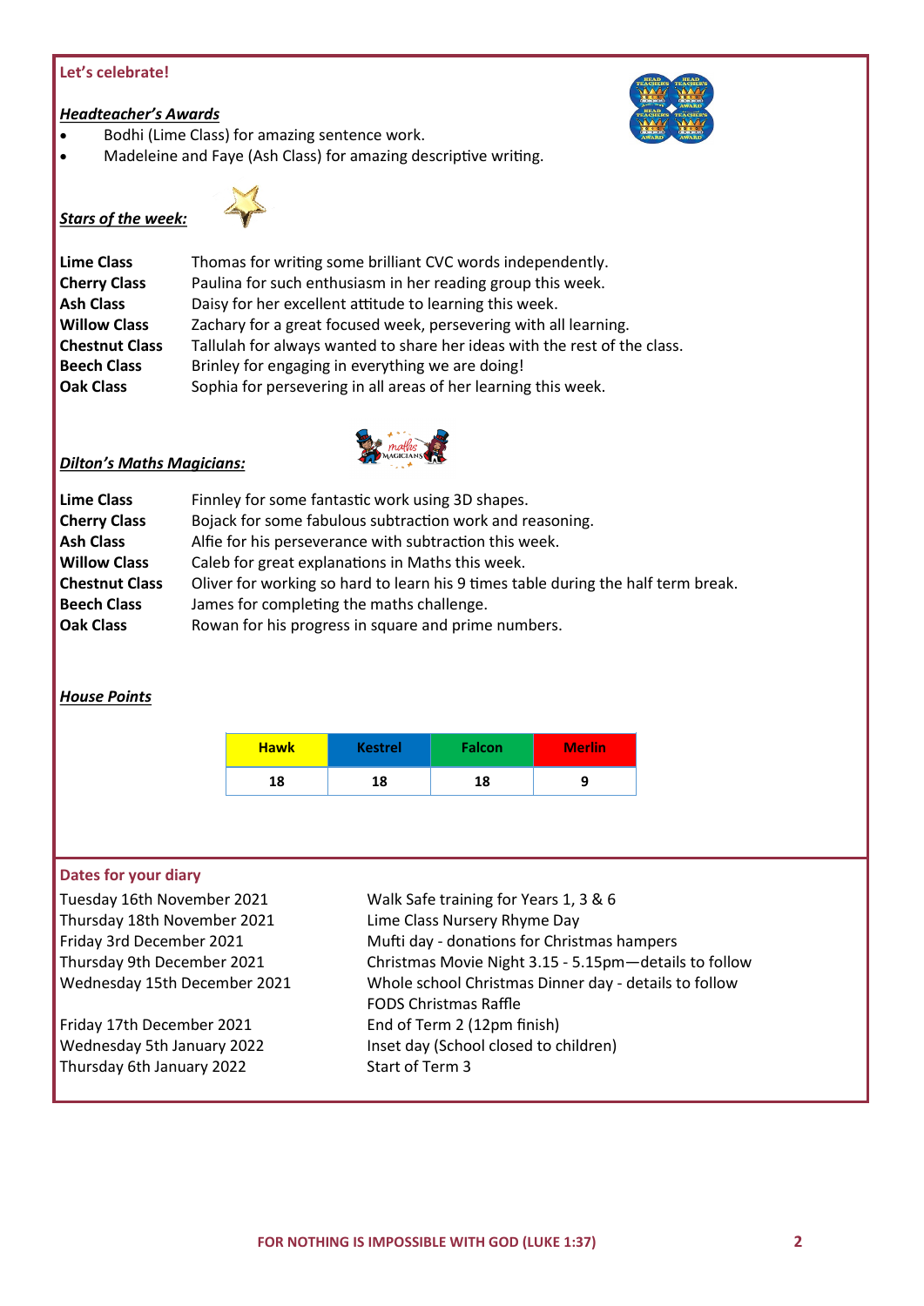## Let's celebrate!

***Headteacher's Awards***

- Bodhi (Lime Class) for amazing sentence work.
- Madeleine and Faye (Ash Class) for amazing descriptive writing.

***Stars of the week:***

| | |
|---|---|
| **Lime Class** | Thomas for writing some brilliant CVC words independently. |
| **Cherry Class** | Paulina for such enthusiasm in her reading group this week. |
| **Ash Class** | Daisy for her excellent attitude to learning this week. |
| **Willow Class** | Zachary for a great focused week, persevering with all learning. |
| **Chestnut Class** | Tallulah for always wanted to share her ideas with the rest of the class. |
| **Beech Class** | Brinley for engaging in everything we are doing! |
| **Oak Class** | Sophia for persevering in all areas of her learning this week. |

***Dilton's Maths Magicians:***

| | |
|---|---|
| **Lime Class** | Finnley for some fantastic work using 3D shapes. |
| **Cherry Class** | Bojack for some fabulous subtraction work and reasoning. |
| **Ash Class** | Alfie for his perseverance with subtraction this week. |
| **Willow Class** | Caleb for great explanations in Maths this week. |
| **Chestnut Class** | Oliver for working so hard to learn his 9 times table during the half term break. |
| **Beech Class** | James for completing the maths challenge. |
| **Oak Class** | Rowan for his progress in square and prime numbers. |

***House Points***

| Hawk | Kestrel | Falcon | Merlin |
|---|---|---|---|
| 18 | 18 | 18 | 9 |

## Dates for your diary

| | |
|---|---|
| Tuesday 16th November 2021 | Walk Safe training for Years 1, 3 & 6 |
| Thursday 18th November 2021 | Lime Class Nursery Rhyme Day |
| Friday 3rd December 2021 | Mufti day - donations for Christmas hampers |
| Thursday 9th December 2021 | Christmas Movie Night 3.15 - 5.15pm—details to follow |
| Wednesday 15th December 2021 | Whole school Christmas Dinner day - details to follow |
| | FODS Christmas Raffle |
| Friday 17th December 2021 | End of Term 2 (12pm finish) |
| Wednesday 5th January 2022 | Inset day (School closed to children) |
| Thursday 6th January 2022 | Start of Term 3 |